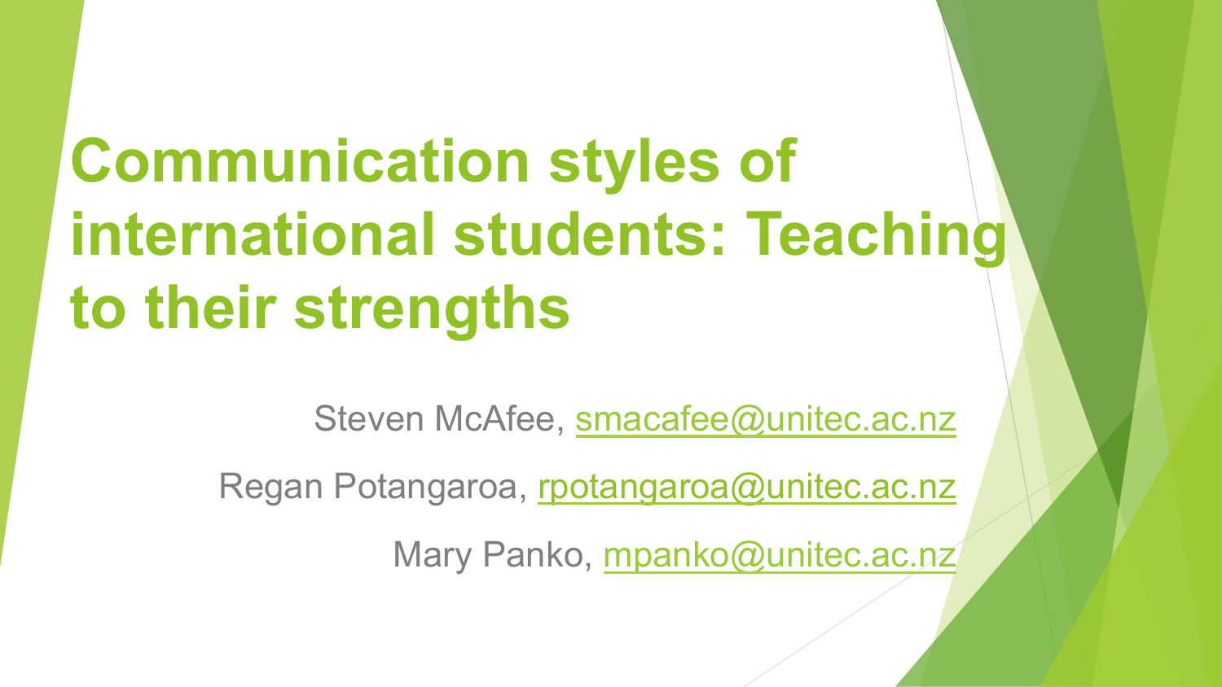# Communication styles of international students: Teaching to their strengths

Steven McAfee, smacafee@unitec.ac.nz

Regan Potangaroa, rpotangaroa@unitec.ac.nz

Mary Panko, mpanko@unitec.ac.nz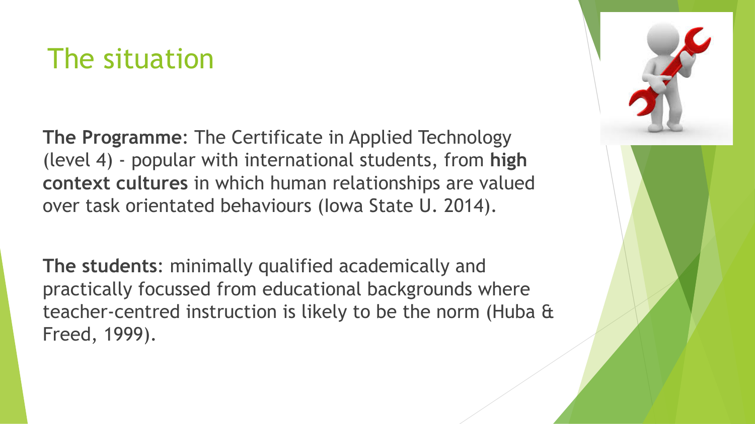# The situation

**The Programme**: The Certificate in Applied Technology (level 4) - popular with international students, from **high context cultures** in which human relationships are valued over task orientated behaviours (Iowa State U. 2014).

**The students**: minimally qualified academically and practically focussed from educational backgrounds where teacher-centred instruction is likely to be the norm (Huba & Freed, 1999).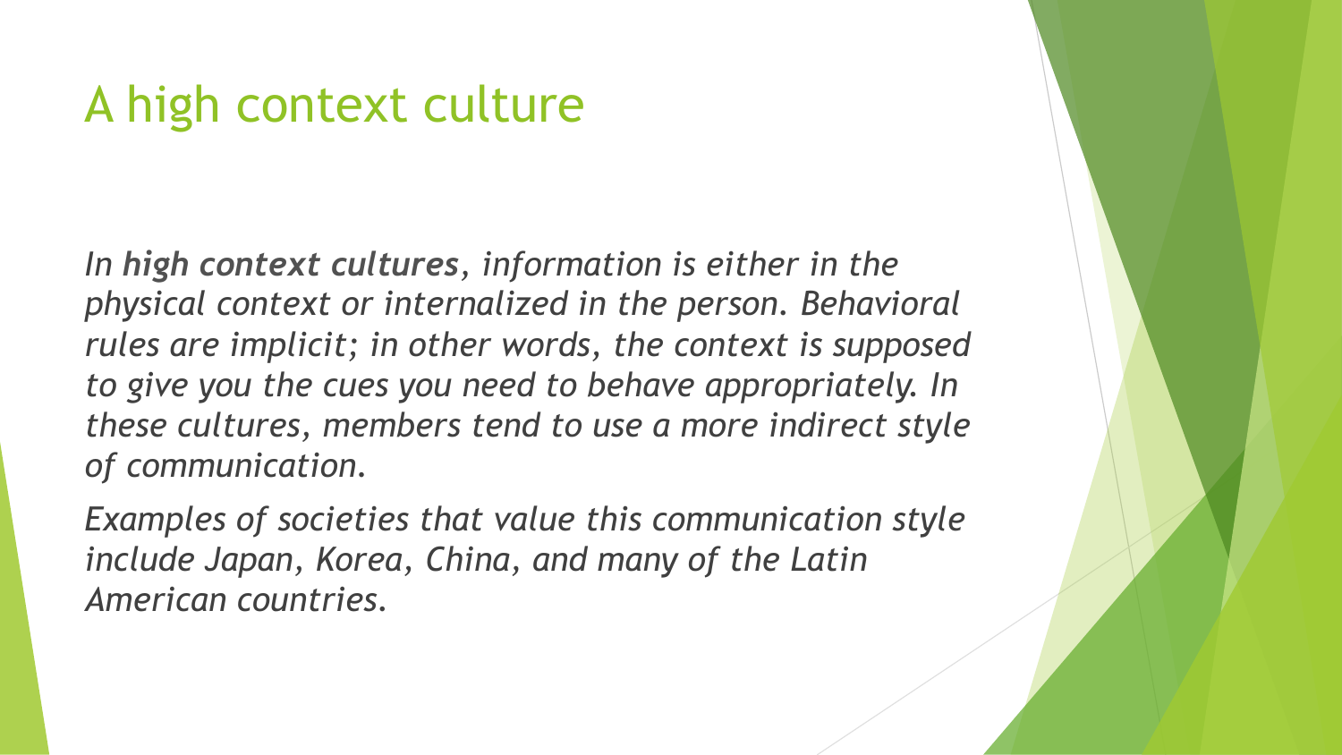# A high context culture

*In **high context cultures**, information is either in the physical context or internalized in the person. Behavioral rules are implicit; in other words, the context is supposed to give you the cues you need to behave appropriately. In these cultures, members tend to use a more indirect style of communication.*

*Examples of societies that value this communication style include Japan, Korea, China, and many of the Latin American countries.*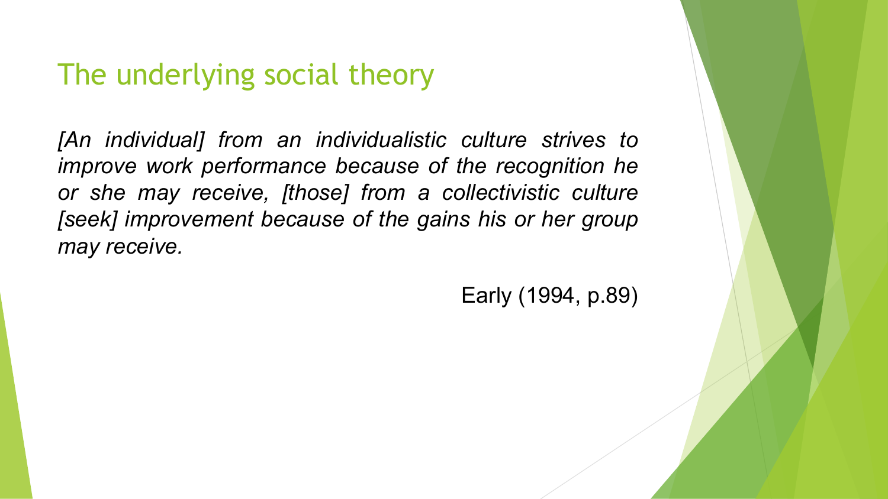# The underlying social theory

*[An individual] from an individualistic culture strives to improve work performance because of the recognition he or she may receive, [those] from a collectivistic culture [seek] improvement because of the gains his or her group may receive.*

Early (1994, p.89)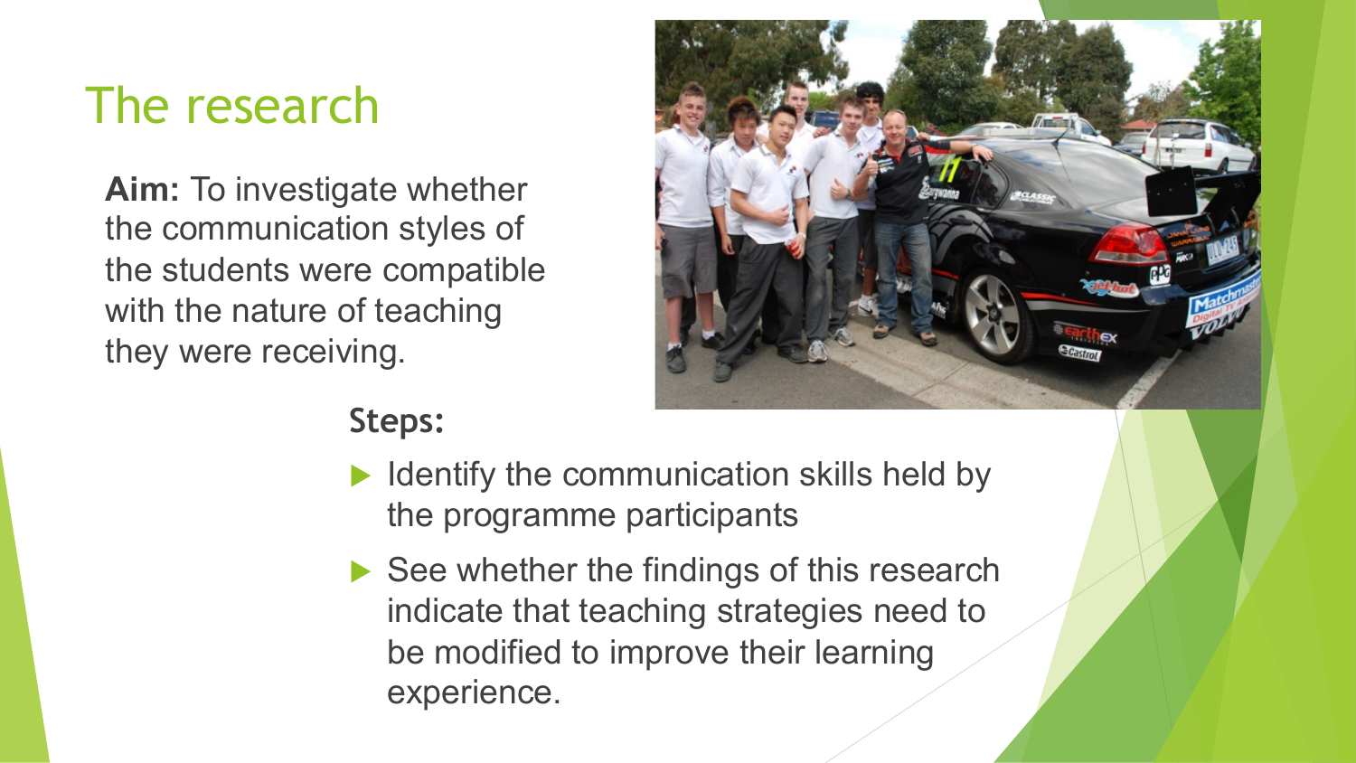# The research

**Aim:** To investigate whether the communication styles of the students were compatible with the nature of teaching they were receiving.

**Steps:**

- Identify the communication skills held by the programme participants
- See whether the findings of this research indicate that teaching strategies need to be modified to improve their learning experience.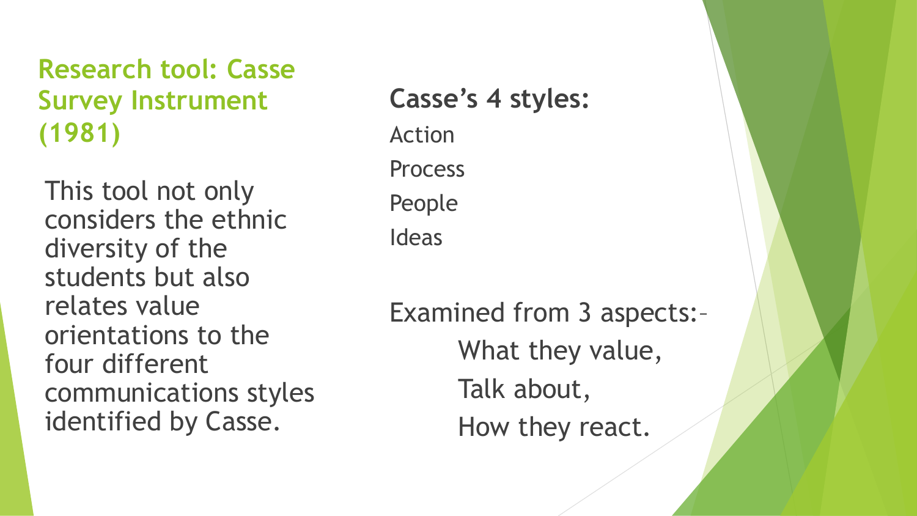## Research tool: Casse Survey Instrument (1981)

This tool not only considers the ethnic diversity of the students but also relates value orientations to the four different communications styles identified by Casse.

**Casse's 4 styles:**

Action

Process

People

Ideas

Examined from 3 aspects:–

What they value,

Talk about,

How they react.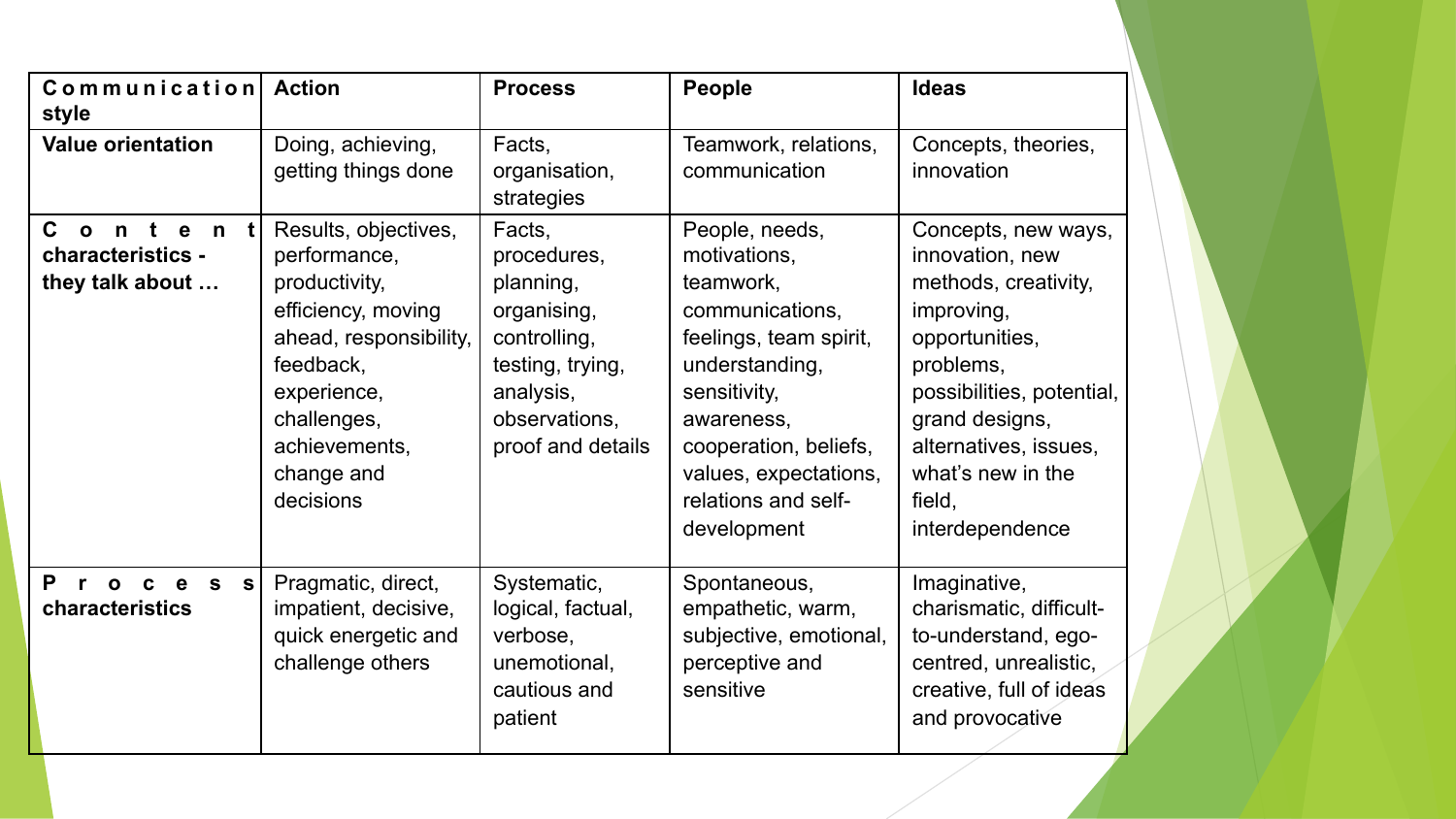| **Communication style** | **Action** | **Process** | **People** | **Ideas** |
| --- | --- | --- | --- | --- |
| **Value orientation** | Doing, achieving, getting things done | Facts, organisation, strategies | Teamwork, relations, communication | Concepts, theories, innovation |
| **Content characteristics - they talk about …** | Results, objectives, performance, productivity, efficiency, moving ahead, responsibility, feedback, experience, challenges, achievements, change and decisions | Facts, procedures, planning, organising, controlling, testing, trying, analysis, observations, proof and details | People, needs, motivations, teamwork, communications, feelings, team spirit, understanding, sensitivity, awareness, cooperation, beliefs, values, expectations, relations and self-development | Concepts, new ways, innovation, new methods, creativity, improving, opportunities, problems, possibilities, potential, grand designs, alternatives, issues, what's new in the field, interdependence |
| **Process characteristics** | Pragmatic, direct, impatient, decisive, quick energetic and challenge others | Systematic, logical, factual, verbose, unemotional, cautious and patient | Spontaneous, empathetic, warm, subjective, emotional, perceptive and sensitive | Imaginative, charismatic, difficult-to-understand, ego-centred, unrealistic, creative, full of ideas and provocative |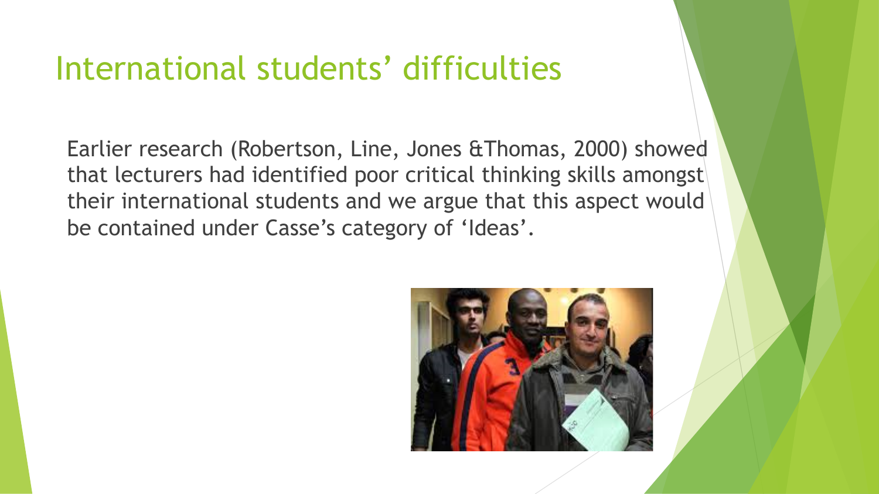# International students' difficulties

Earlier research (Robertson, Line, Jones &Thomas, 2000) showed that lecturers had identified poor critical thinking skills amongst their international students and we argue that this aspect would be contained under Casse's category of 'Ideas'.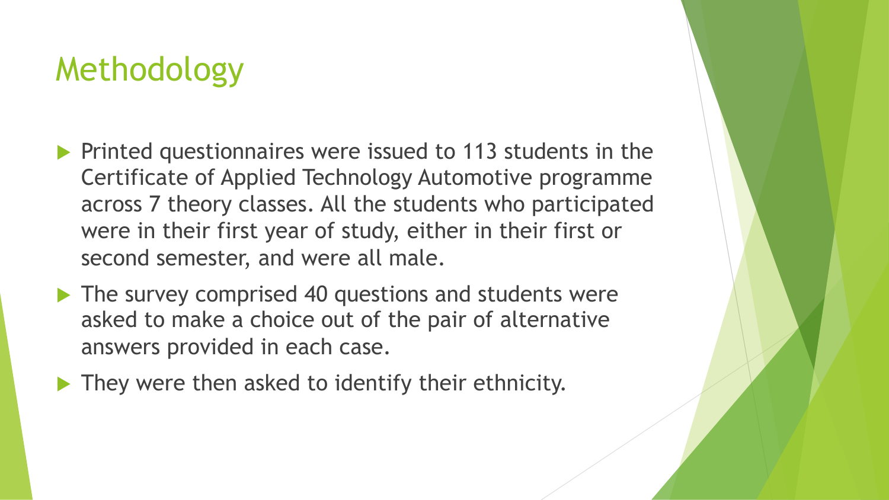## Methodology

- Printed questionnaires were issued to 113 students in the Certificate of Applied Technology Automotive programme across 7 theory classes. All the students who participated were in their first year of study, either in their first or second semester, and were all male.
- The survey comprised 40 questions and students were asked to make a choice out of the pair of alternative answers provided in each case.
- They were then asked to identify their ethnicity.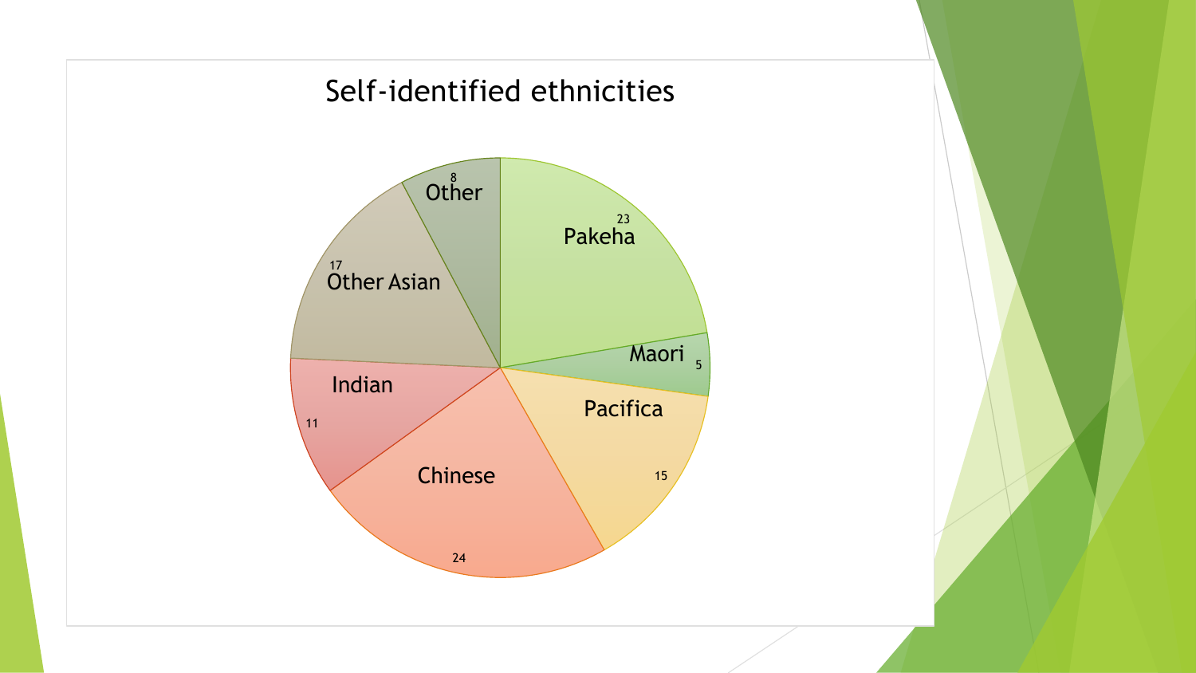# Self-identified ethnicities

| Ethnicity | Count |
| --- | --- |
| Pakeha | 23 |
| Maori | 5 |
| Pacifica | 15 |
| Chinese | 24 |
| Indian | 11 |
| Other Asian | 17 |
| Other | 8 |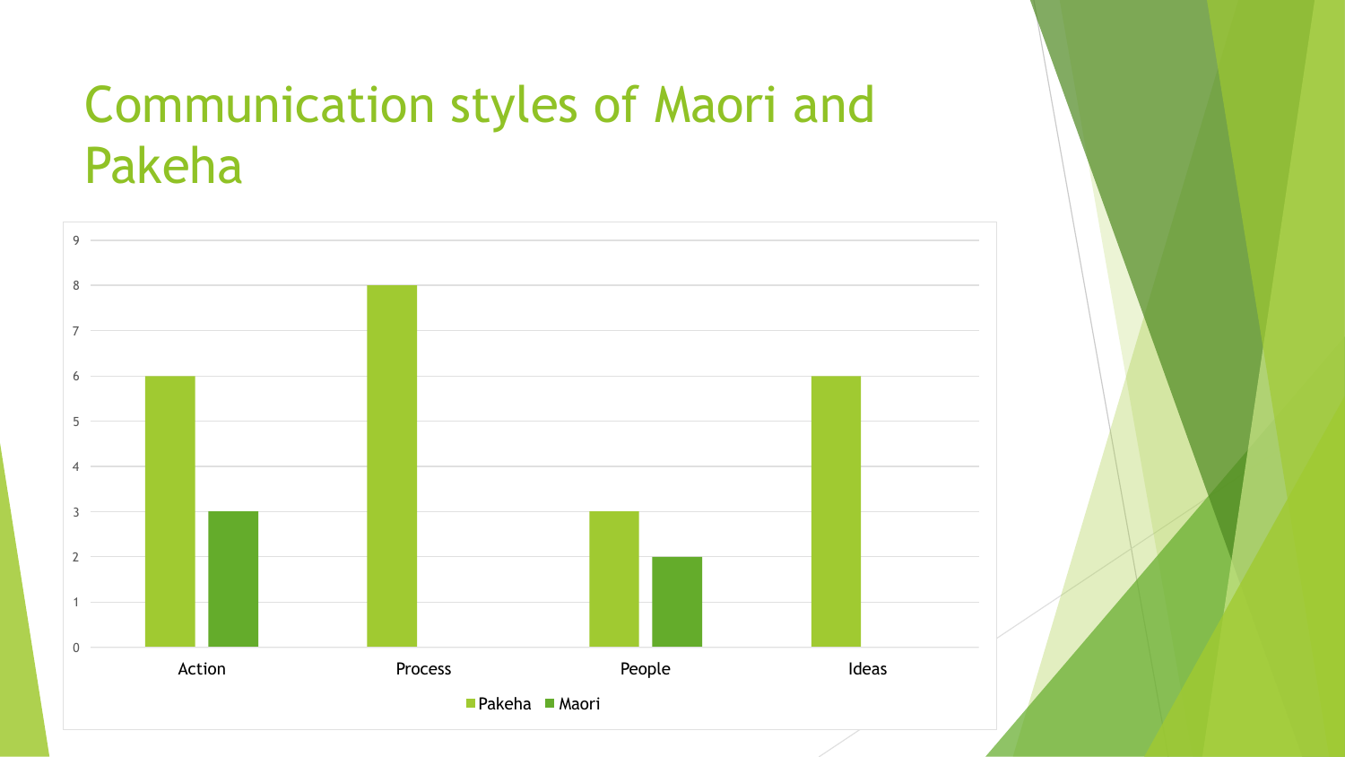# Communication styles of Maori and Pakeha

| | Pakeha | Maori |
|---|---|---|
| Action | 6 | 3 |
| Process | 8 | |
| People | 3 | 2 |
| Ideas | 6 | |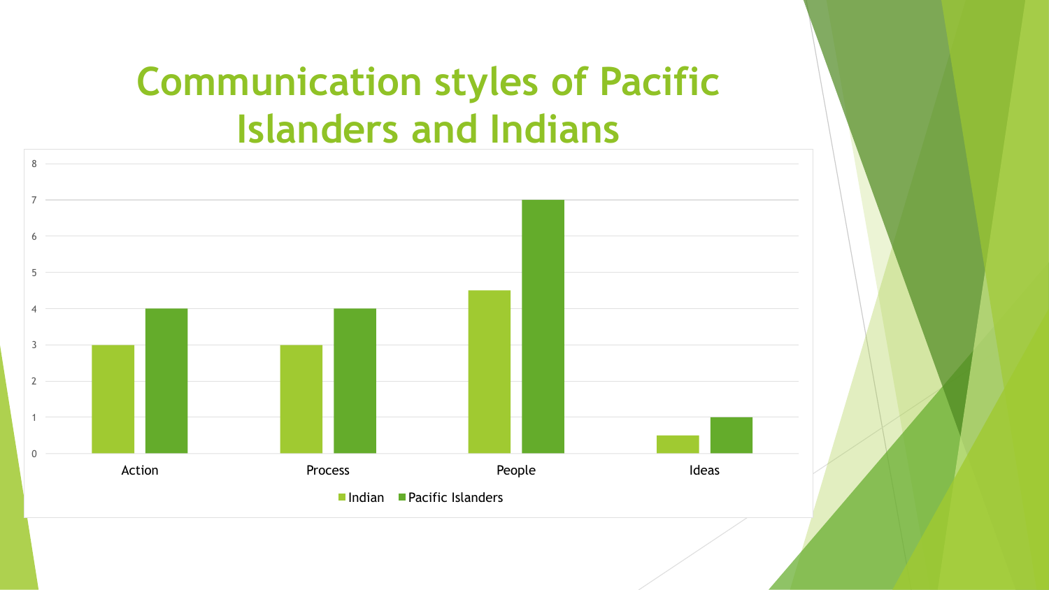# Communication styles of Pacific Islanders and Indians

| | Indian | Pacific Islanders |
|---|---|---|
| Action | 3 | 4 |
| Process | 3 | 4 |
| People | 4.5 | 7 |
| Ideas | 0.5 | 1 |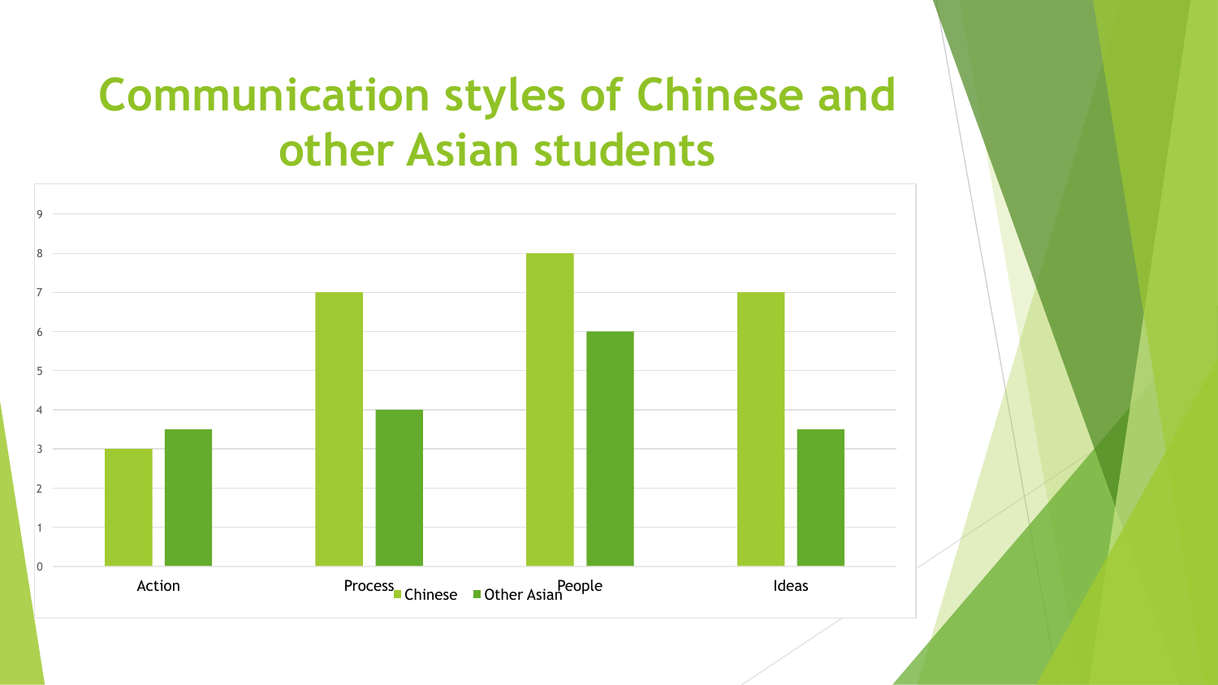# Communication styles of Chinese and other Asian students

| | Chinese | Other Asian |
|---|---|---|
| Action | 3 | 3.5 |
| Process | 7 | 4 |
| People | 8 | 6 |
| Ideas | 7 | 3.5 |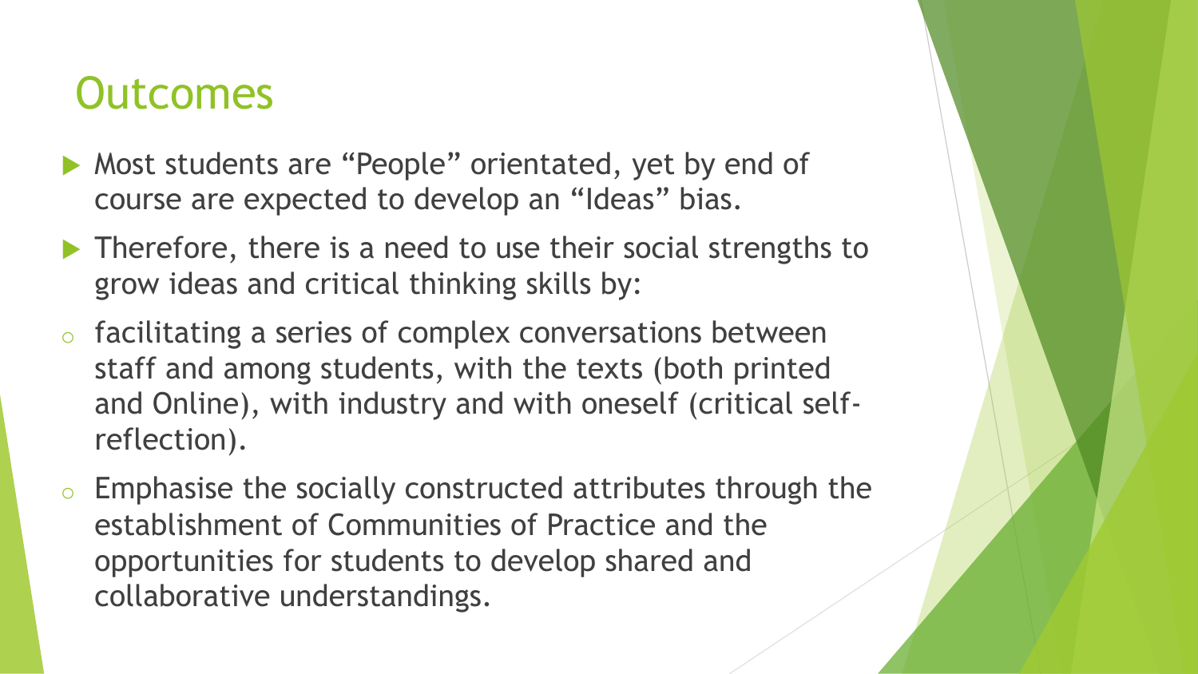# Outcomes

- Most students are "People" orientated, yet by end of course are expected to develop an "Ideas" bias.
- Therefore, there is a need to use their social strengths to grow ideas and critical thinking skills by:
  - facilitating a series of complex conversations between staff and among students, with the texts (both printed and Online), with industry and with oneself (critical self-reflection).
  - Emphasise the socially constructed attributes through the establishment of Communities of Practice and the opportunities for students to develop shared and collaborative understandings.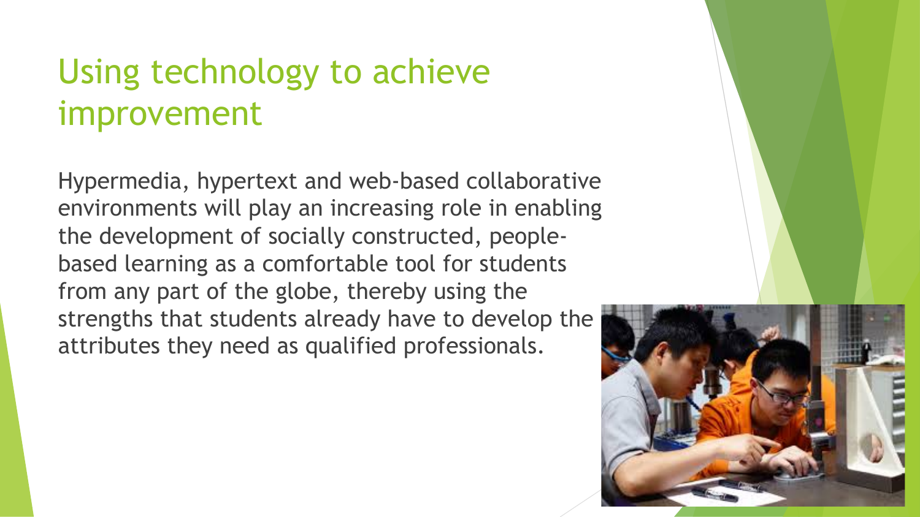# Using technology to achieve improvement

Hypermedia, hypertext and web-based collaborative environments will play an increasing role in enabling the development of socially constructed, people-based learning as a comfortable tool for students from any part of the globe, thereby using the strengths that students already have to develop the attributes they need as qualified professionals.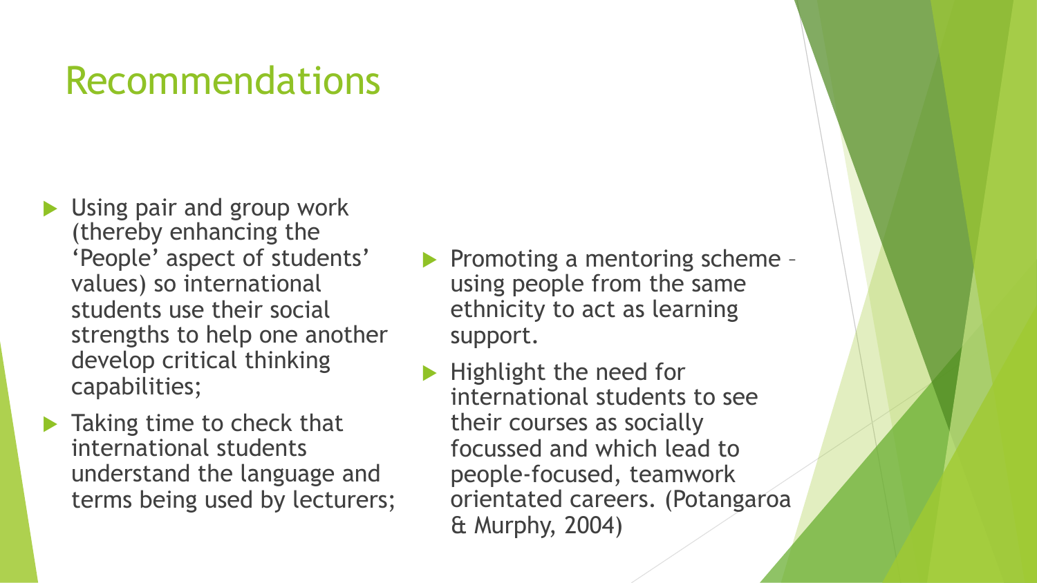# Recommendations

- Using pair and group work (thereby enhancing the 'People' aspect of students' values) so international students use their social strengths to help one another develop critical thinking capabilities;
- Taking time to check that international students understand the language and terms being used by lecturers;
- Promoting a mentoring scheme – using people from the same ethnicity to act as learning support.
- Highlight the need for international students to see their courses as socially focussed and which lead to people-focused, teamwork orientated careers. (Potangaroa & Murphy, 2004)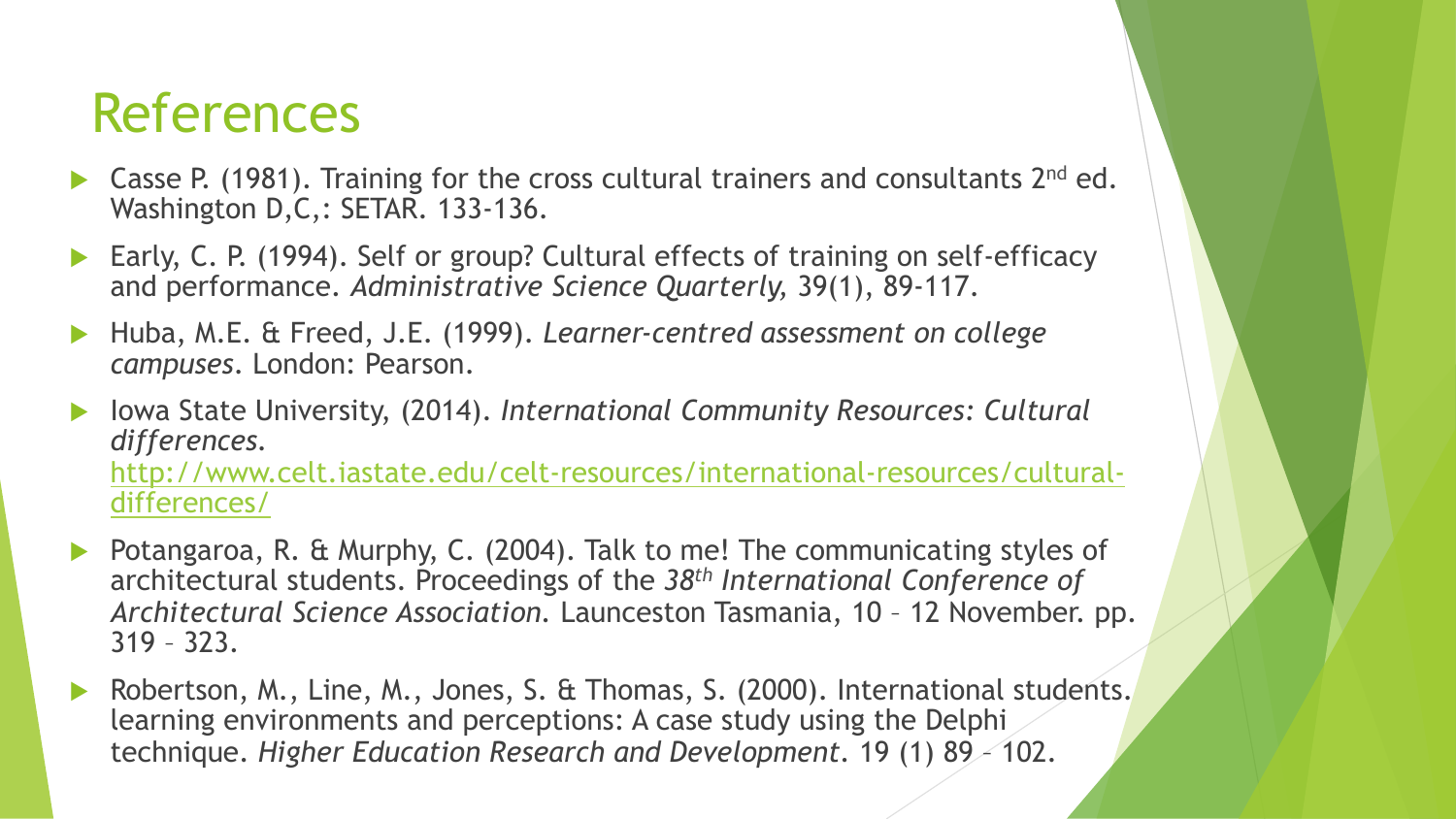# References

- Casse P. (1981). Training for the cross cultural trainers and consultants 2nd ed. Washington D,C,: SETAR. 133-136.
- Early, C. P. (1994). Self or group? Cultural effects of training on self-efficacy and performance. *Administrative Science Quarterly,* 39(1), 89-117.
- Huba, M.E. & Freed, J.E. (1999). *Learner-centred assessment on college campuses*. London: Pearson.
- Iowa State University, (2014). *International Community Resources: Cultural differences.* http://www.celt.iastate.edu/celt-resources/international-resources/cultural-differences/
- Potangaroa, R. & Murphy, C. (2004). Talk to me! The communicating styles of architectural students. Proceedings of the *38th International Conference of Architectural Science Association.* Launceston Tasmania, 10 – 12 November. pp. 319 – 323.
- Robertson, M., Line, M., Jones, S. & Thomas, S. (2000). International students. learning environments and perceptions: A case study using the Delphi technique. *Higher Education Research and Development*. 19 (1) 89 – 102.